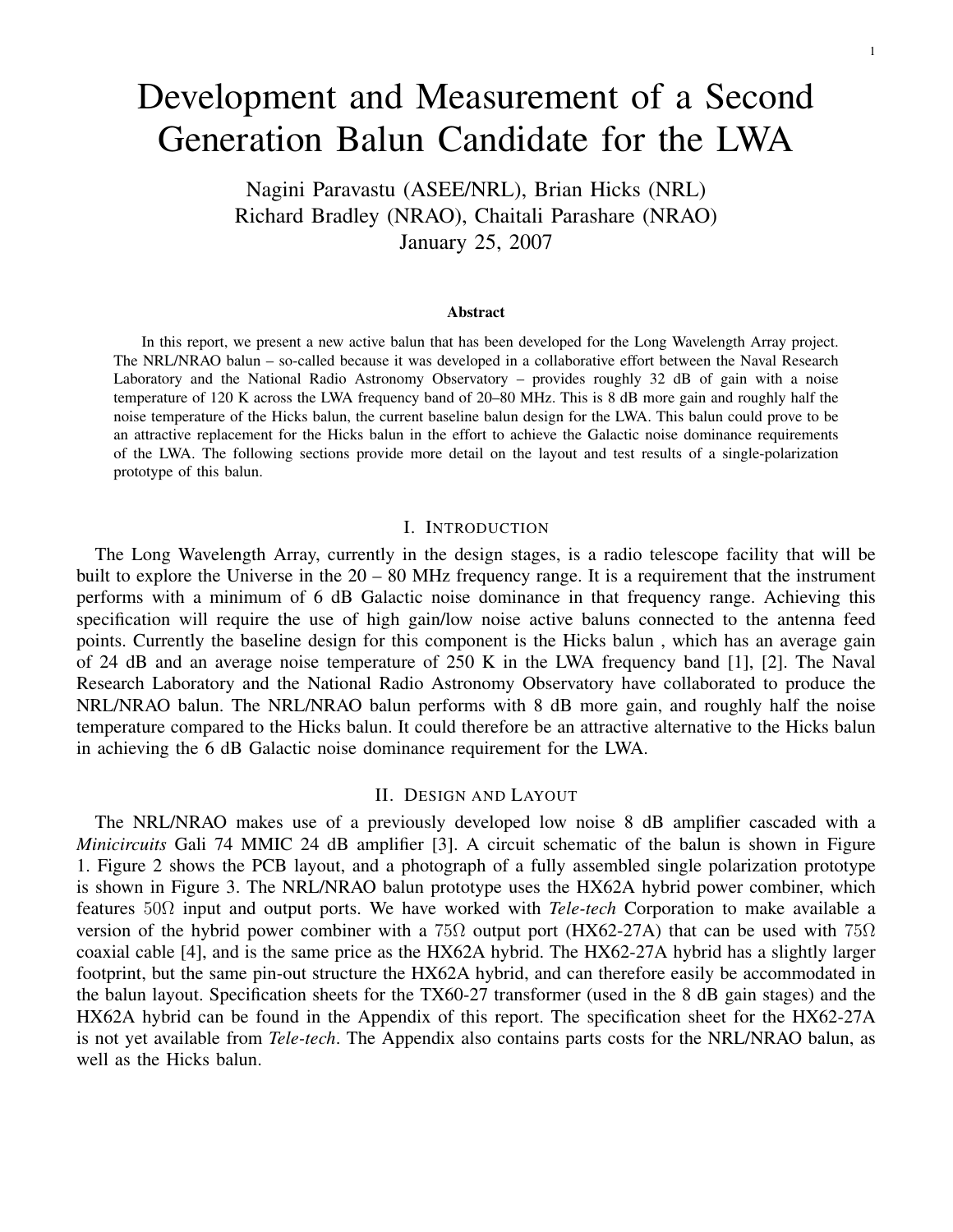# Development and Measurement of a Second Generation Balun Candidate for the LWA

Nagini Paravastu (ASEE/NRL), Brian Hicks (NRL)
Richard Bradley (NRAO), Chaitali Parashare (NRAO)
January 25, 2007

### Abstract

In this report, we present a new active balun that has been developed for the Long Wavelength Array project. The NRL/NRAO balun – so-called because it was developed in a collaborative effort between the Naval Research Laboratory and the National Radio Astronomy Observatory – provides roughly 32 dB of gain with a noise temperature of 120 K across the LWA frequency band of 20–80 MHz. This is 8 dB more gain and roughly half the noise temperature of the Hicks balun, the current baseline balun design for the LWA. This balun could prove to be an attractive replacement for the Hicks balun in the effort to achieve the Galactic noise dominance requirements of the LWA. The following sections provide more detail on the layout and test results of a single-polarization prototype of this balun.

## I. Introduction

The Long Wavelength Array, currently in the design stages, is a radio telescope facility that will be built to explore the Universe in the 20 – 80 MHz frequency range. It is a requirement that the instrument performs with a minimum of 6 dB Galactic noise dominance in that frequency range. Achieving this specification will require the use of high gain/low noise active baluns connected to the antenna feed points. Currently the baseline design for this component is the Hicks balun , which has an average gain of 24 dB and an average noise temperature of 250 K in the LWA frequency band [1], [2]. The Naval Research Laboratory and the National Radio Astronomy Observatory have collaborated to produce the NRL/NRAO balun. The NRL/NRAO balun performs with 8 dB more gain, and roughly half the noise temperature compared to the Hicks balun. It could therefore be an attractive alternative to the Hicks balun in achieving the 6 dB Galactic noise dominance requirement for the LWA.

## II. Design and Layout

The NRL/NRAO makes use of a previously developed low noise 8 dB amplifier cascaded with a *Minicircuits* Gali 74 MMIC 24 dB amplifier [3]. A circuit schematic of the balun is shown in Figure 1. Figure 2 shows the PCB layout, and a photograph of a fully assembled single polarization prototype is shown in Figure 3. The NRL/NRAO balun prototype uses the HX62A hybrid power combiner, which features $50\Omega$ input and output ports. We have worked with *Tele-tech* Corporation to make available a version of the hybrid power combiner with a $75\Omega$ output port (HX62-27A) that can be used with $75\Omega$ coaxial cable [4], and is the same price as the HX62A hybrid. The HX62-27A hybrid has a slightly larger footprint, but the same pin-out structure the HX62A hybrid, and can therefore easily be accommodated in the balun layout. Specification sheets for the TX60-27 transformer (used in the 8 dB gain stages) and the HX62A hybrid can be found in the Appendix of this report. The specification sheet for the HX62-27A is not yet available from *Tele-tech*. The Appendix also contains parts costs for the NRL/NRAO balun, as well as the Hicks balun.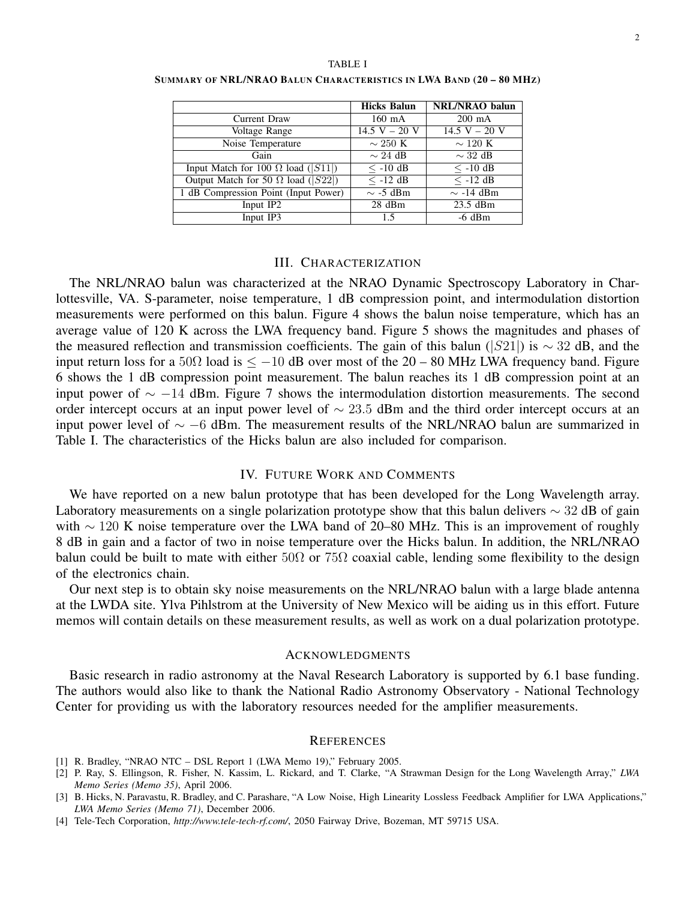TABLE I

**SUMMARY OF NRL/NRAO BALUN CHARACTERISTICS IN LWA BAND (20 – 80 MHZ)**

| | **Hicks Balun** | **NRL/NRAO balun** |
|---|---|---|
| Current Draw | 160 mA | 200 mA |
| Voltage Range | 14.5 V – 20 V | 14.5 V – 20 V |
| Noise Temperature | $\sim$ 250 K | $\sim$ 120 K |
| Gain | $\sim$ 24 dB | $\sim$ 32 dB |
| Input Match for 100 Ω load ($\|S11\|$) | $\leq$ -10 dB | $\leq$ -10 dB |
| Output Match for 50 Ω load ($\|S22\|$) | $\leq$ -12 dB | $\leq$ -12 dB |
| 1 dB Compression Point (Input Power) | $\sim$ -5 dBm | $\sim$ -14 dBm |
| Input IP2 | 28 dBm | 23.5 dBm |
| Input IP3 | 1.5 | -6 dBm |

## III. CHARACTERIZATION

The NRL/NRAO balun was characterized at the NRAO Dynamic Spectroscopy Laboratory in Charlottesville, VA. S-parameter, noise temperature, 1 dB compression point, and intermodulation distortion measurements were performed on this balun. Figure 4 shows the balun noise temperature, which has an average value of 120 K across the LWA frequency band. Figure 5 shows the magnitudes and phases of the measured reflection and transmission coefficients. The gain of this balun ($|S21|$) is $\sim 32$ dB, and the input return loss for a $50\Omega$ load is $\leq -10$ dB over most of the 20 – 80 MHz LWA frequency band. Figure 6 shows the 1 dB compression point measurement. The balun reaches its 1 dB compression point at an input power of $\sim -14$ dBm. Figure 7 shows the intermodulation distortion measurements. The second order intercept occurs at an input power level of $\sim 23.5$ dBm and the third order intercept occurs at an input power level of $\sim -6$ dBm. The measurement results of the NRL/NRAO balun are summarized in Table I. The characteristics of the Hicks balun are also included for comparison.

## IV. FUTURE WORK AND COMMENTS

We have reported on a new balun prototype that has been developed for the Long Wavelength array. Laboratory measurements on a single polarization prototype show that this balun delivers $\sim 32$ dB of gain with $\sim 120$ K noise temperature over the LWA band of 20–80 MHz. This is an improvement of roughly 8 dB in gain and a factor of two in noise temperature over the Hicks balun. In addition, the NRL/NRAO balun could be built to mate with either $50\Omega$ or $75\Omega$ coaxial cable, lending some flexibility to the design of the electronics chain.

Our next step is to obtain sky noise measurements on the NRL/NRAO balun with a large blade antenna at the LWDA site. Ylva Pihlstrom at the University of New Mexico will be aiding us in this effort. Future memos will contain details on these measurement results, as well as work on a dual polarization prototype.

## ACKNOWLEDGMENTS

Basic research in radio astronomy at the Naval Research Laboratory is supported by 6.1 base funding. The authors would also like to thank the National Radio Astronomy Observatory - National Technology Center for providing us with the laboratory resources needed for the amplifier measurements.

## REFERENCES

[1] R. Bradley, "NRAO NTC – DSL Report 1 (LWA Memo 19)," February 2005.

[2] P. Ray, S. Ellingson, R. Fisher, N. Kassim, L. Rickard, and T. Clarke, "A Strawman Design for the Long Wavelength Array," *LWA Memo Series (Memo 35)*, April 2006.

[3] B. Hicks, N. Paravastu, R. Bradley, and C. Parashare, "A Low Noise, High Linearity Lossless Feedback Amplifier for LWA Applications," *LWA Memo Series (Memo 71)*, December 2006.

[4] Tele-Tech Corporation, *http://www.tele-tech-rf.com/*, 2050 Fairway Drive, Bozeman, MT 59715 USA.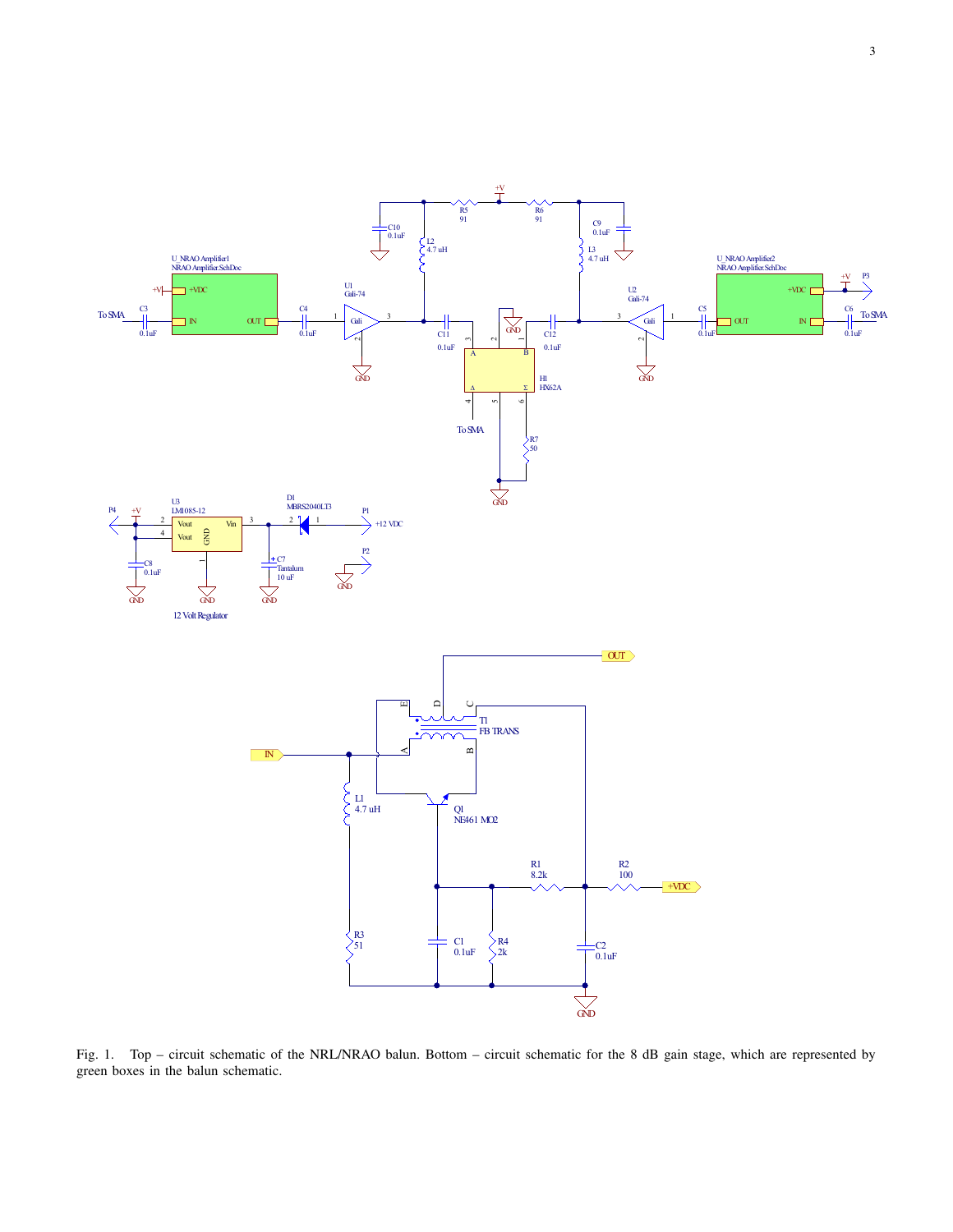Fig. 1. Top – circuit schematic of the NRL/NRAO balun. Bottom – circuit schematic for the 8 dB gain stage, which are represented by green boxes in the balun schematic.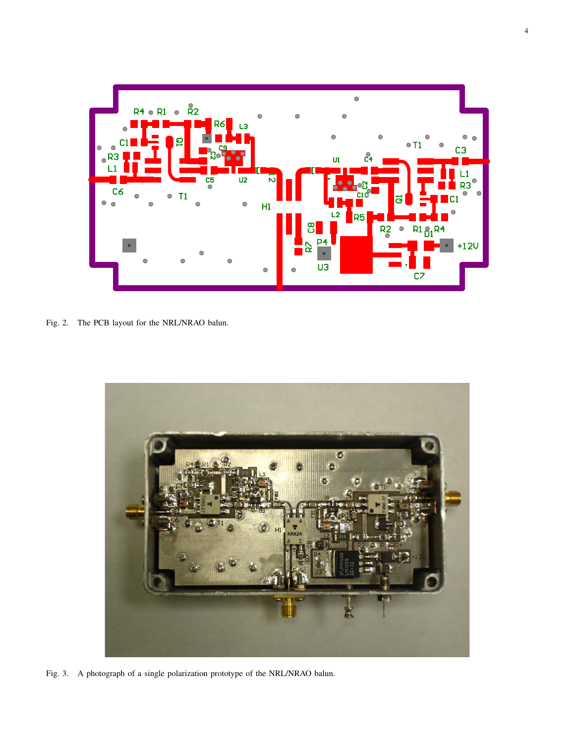Fig. 2. The PCB layout for the NRL/NRAO balun.

Fig. 3. A photograph of a single polarization prototype of the NRL/NRAO balun.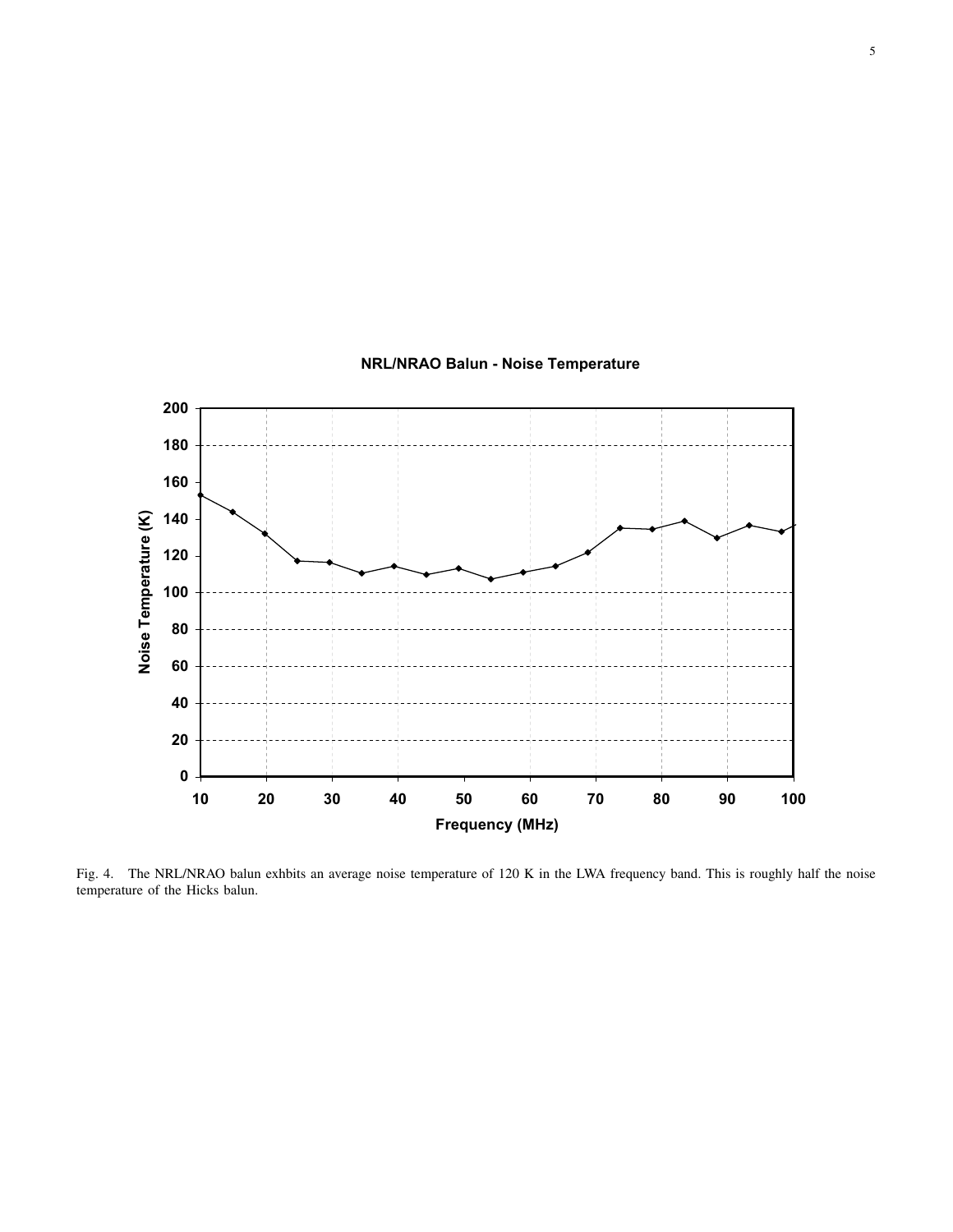Fig. 4. The NRL/NRAO balun exhbits an average noise temperature of 120 K in the LWA frequency band. This is roughly half the noise temperature of the Hicks balun.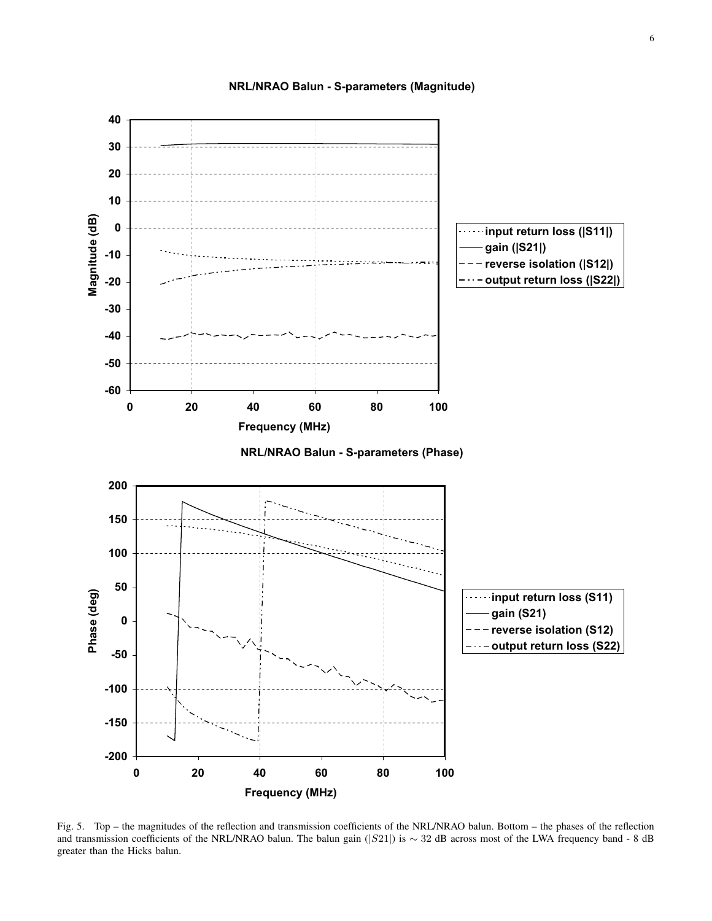Fig. 5. Top – the magnitudes of the reflection and transmission coefficients of the NRL/NRAO balun. Bottom – the phases of the reflection and transmission coefficients of the NRL/NRAO balun. The balun gain ($|S21|$) is $\sim 32$ dB across most of the LWA frequency band - 8 dB greater than the Hicks balun.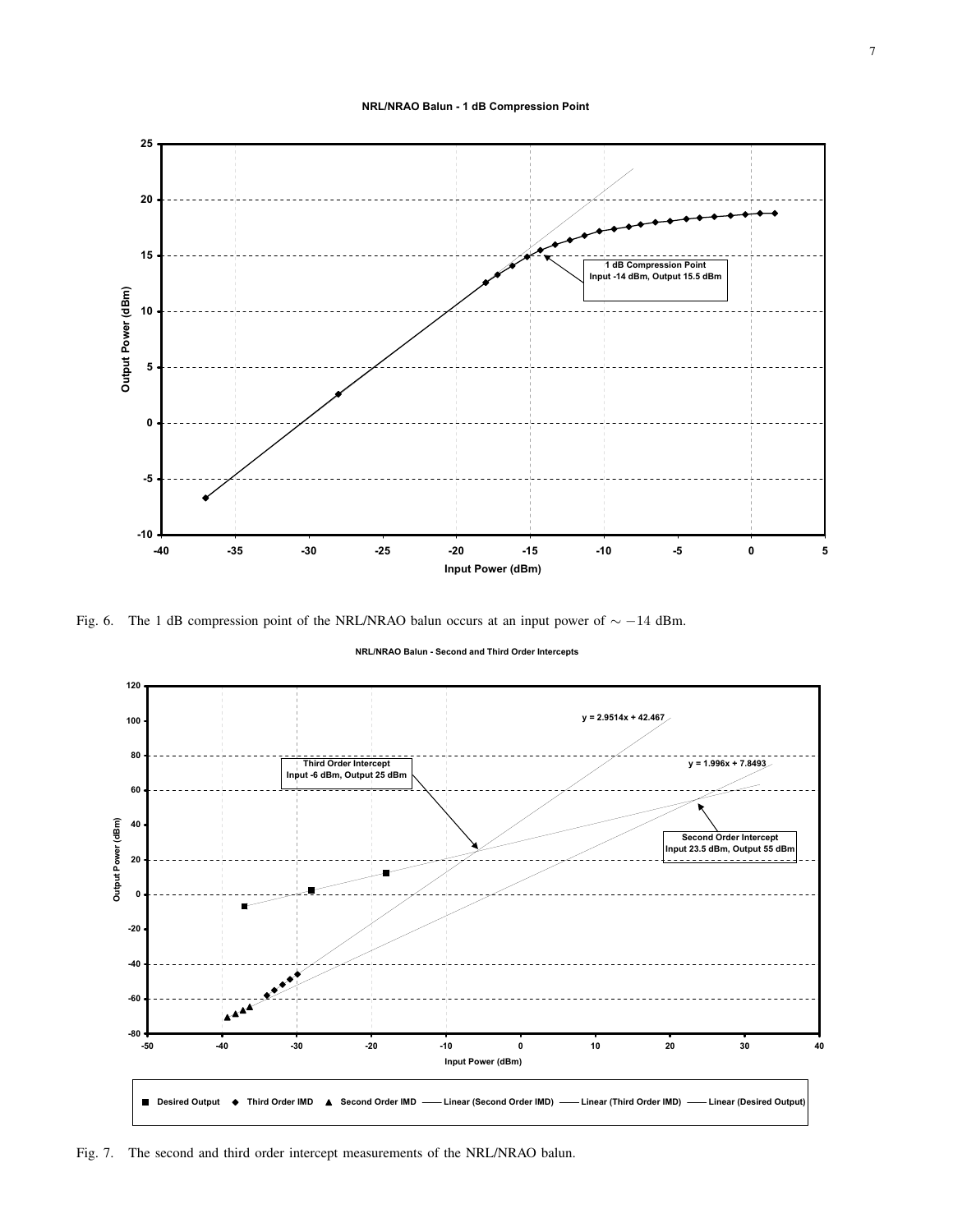Fig. 6. The 1 dB compression point of the NRL/NRAO balun occurs at an input power of $\sim -14$ dBm.

Fig. 7. The second and third order intercept measurements of the NRL/NRAO balun.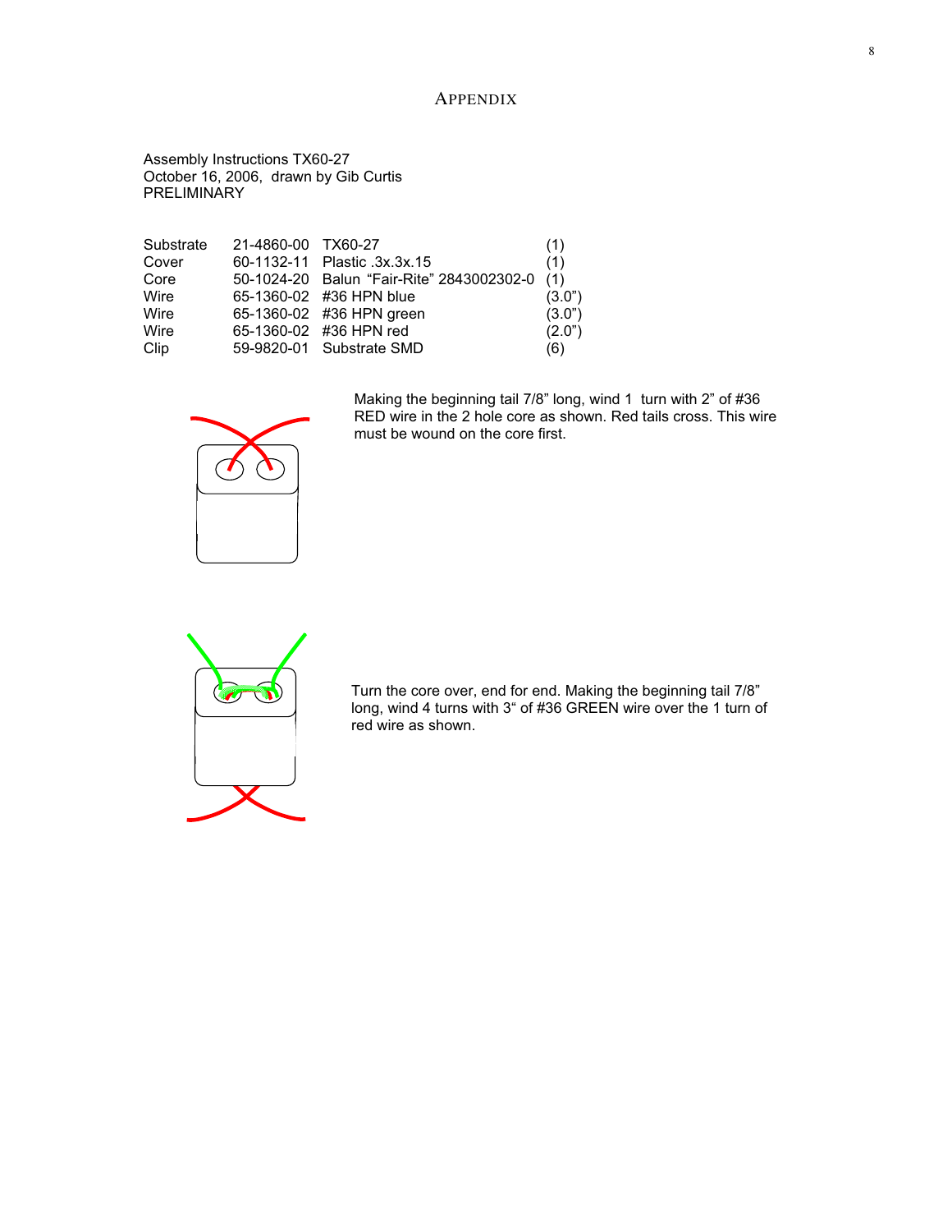# Appendix

Assembly Instructions TX60-27
October 16, 2006, drawn by Gib Curtis
PRELIMINARY

| | | | |
|---|---|---|---|
| Substrate | 21-4860-00 | TX60-27 | (1) |
| Cover | 60-1132-11 | Plastic .3x.3x.15 | (1) |
| Core | 50-1024-20 | Balun "Fair-Rite" 2843002302-0 | (1) |
| Wire | 65-1360-02 | #36 HPN blue | (3.0") |
| Wire | 65-1360-02 | #36 HPN green | (3.0") |
| Wire | 65-1360-02 | #36 HPN red | (2.0") |
| Clip | 59-9820-01 | Substrate SMD | (6) |

Making the beginning tail 7/8" long, wind 1 turn with 2" of #36 RED wire in the 2 hole core as shown. Red tails cross. This wire must be wound on the core first.

Turn the core over, end for end. Making the beginning tail 7/8" long, wind 4 turns with 3" of #36 GREEN wire over the 1 turn of red wire as shown.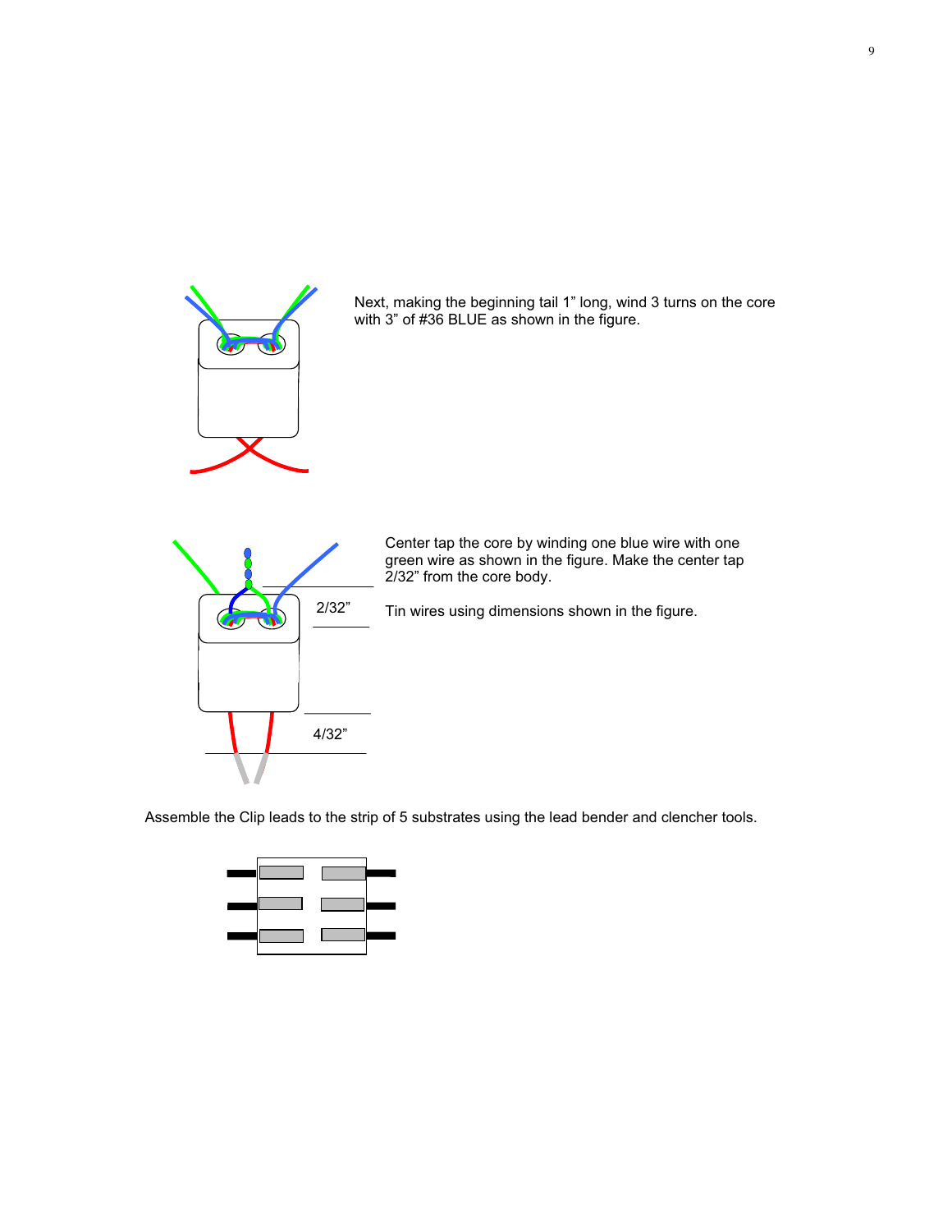Next, making the beginning tail 1” long, wind 3 turns on the core with 3” of #36 BLUE as shown in the figure.

Center tap the core by winding one blue wire with one green wire as shown in the figure. Make the center tap 2/32” from the core body.

Tin wires using dimensions shown in the figure.

2/32”

4/32”

Assemble the Clip leads to the strip of 5 substrates using the lead bender and clencher tools.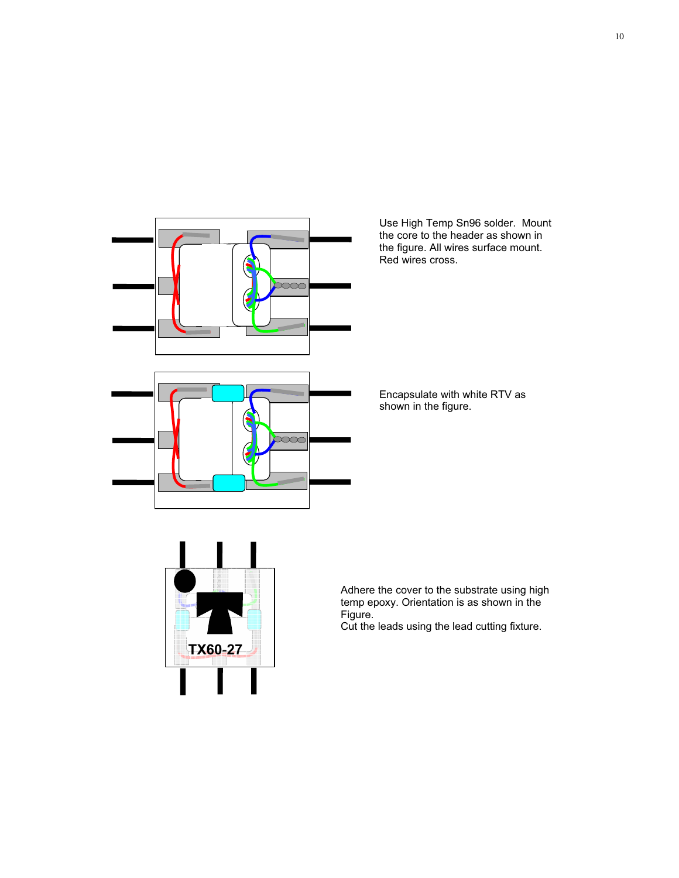Use High Temp Sn96 solder. Mount the core to the header as shown in the figure. All wires surface mount. Red wires cross.

Encapsulate with white RTV as shown in the figure.

Adhere the cover to the substrate using high temp epoxy. Orientation is as shown in the Figure.
Cut the leads using the lead cutting fixture.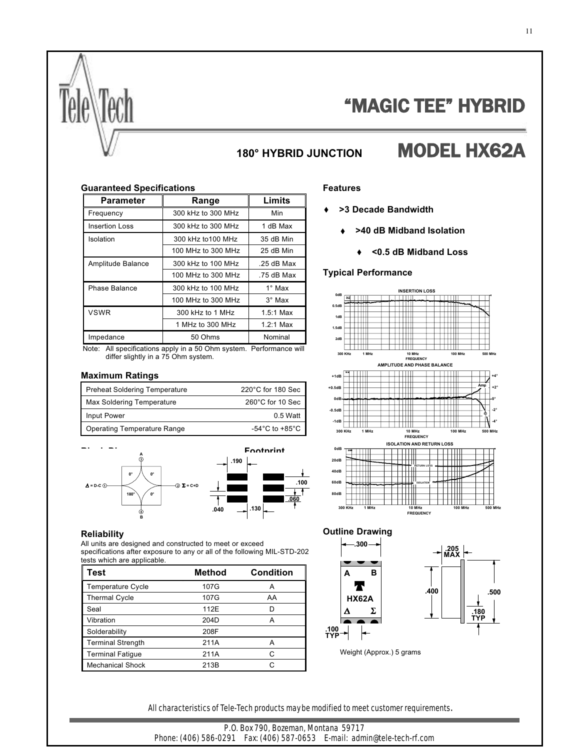# "MAGIC TEE" HYBRID

## 180° HYBRID JUNCTION

## MODEL HX62A

### Guaranteed Specifications

| Parameter | Range | Limits |
|---|---|---|
| Frequency | 300 kHz to 300 MHz | Min |
| Insertion Loss | 300 kHz to 300 MHz | 1 dB Max |
| Isolation | 300 kHz to100 MHz | 35 dB Min |
| | 100 MHz to 300 MHz | 25 dB Min |
| Amplitude Balance | 300 kHz to 100 MHz | .25 dB Max |
| | 100 MHz to 300 MHz | .75 dB Max |
| Phase Balance | 300 kHz to 100 MHz | 1° Max |
| | 100 MHz to 300 MHz | 3° Max |
| VSWR | 300 kHz to 1 MHz | 1.5:1 Max |
| | 1 MHz to 300 MHz | 1.2:1 Max |
| Impedance | 50 Ohms | Nominal |

Note: All specifications apply in a 50 Ohm system. Performance will differ slightly in a 75 Ohm system.

### Maximum Ratings

| | |
|---|---|
| Preheat Soldering Temperature | 220°C for 180 Sec |
| Max Soldering Temperature | 260°C for 10 Sec |
| Input Power | 0.5 Watt |
| Operating Temperature Range | -54°C to +85°C |

### Block Diagram

A ③, Δ = D-C ①, ② Σ = C+D, ④ B; 0°, 0°, 180°, 0°

### Footprint

.190, .100, .060, .040, .130

### Features

- >3 Decade Bandwidth
- >40 dB Midband Isolation
- <0.5 dB Midband Loss

### Typical Performance

INSERTION LOSS (0dB to 2dB; 300 KHz to 500 MHz)

AMPLITUDE AND PHASE BALANCE (+1dB to -1dB; +4° to -4°; Amp, Φ; 300 KHz to 500 MHz)

ISOLATION AND RETURN LOSS (0dB to 80dB; RETURN LOSS, ISOLATION; 300 KHz to 500 MHz)

### Reliability

All units are designed and constructed to meet or exceed specifications after exposure to any or all of the following MIL-STD-202 tests which are applicable.

| Test | Method | Condition |
|---|---|---|
| Temperature Cycle | 107G | A |
| Thermal Cycle | 107G | AA |
| Seal | 112E | D |
| Vibration | 204D | A |
| Solderability | 208F | |
| Terminal Strength | 211A | A |
| Terminal Fatigue | 211A | C |
| Mechanical Shock | 213B | C |

### Outline Drawing

.300, A, B, HX62A, Δ, Σ, .100 TYP, .205 MAX, .400, .500, .180 TYP

Weight (Approx.) 5 grams

*All characteristics of Tele-Tech products may be modified to meet customer requirements.*

P.O. Box 790, Bozeman, Montana 59717
Phone: (406) 586-0291 Fax: (406) 587-0653 E-mail: admin@tele-tech-rf.com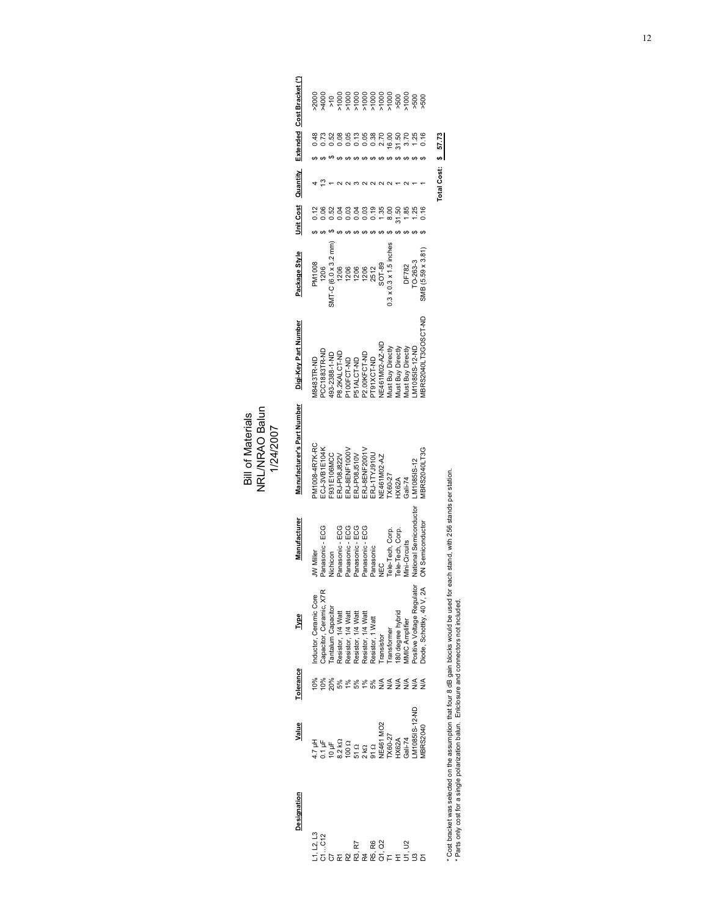# Bill of Materials
## NRL/NRAO Balun
### 1/24/2007

| Designation | Value | Tolerance | Type | Manufacturer | Manufacturer's Part Number | Digi-Key Part Number | Package Style | Unit Cost | Quantity | Extended | Cost Bracket (*) |
|---|---|---|---|---|---|---|---|---|---|---|---|
| L1, L2, L3 | 4.7 µH | 10% | Inductor, Ceramic Core | JW Miller | PM1008-4R7K-RC | M8483TR-ND | PM1008 | $ 0.12 | 4 | $ 0.48 | >2000 |
| C1...C12 | 0.1 µF | 10% | Capacitor, Ceramic, X7R | Panasonic - ECG | ECJ-3VB1E104K | PCC1883TR-ND | 1206 | $ 0.06 | 13 | $ 0.73 | >4000 |
| C7 | 10 µF | 20% | Tantalum Capacitor | Nichicon | F931E106MCC | 493-2388-1-ND | SMT-C (6.0 x 3.2 mm) | $ 0.52 | 1 | $ 0.52 | >10 |
| R1 | 8.2 kΩ | 5% | Resistor, 1/4 Watt | Panasonic - ECG | ERJ-P08J822V | P8.2KALCT-ND | 1206 | $ 0.04 | 2 | $ 0.08 | >1000 |
| R2 | 100 Ω | 1% | Resistor, 1/4 Watt | Panasonic - ECG | ERJ-8ENF1000V | P100FCT-ND | 1206 | $ 0.03 | 2 | $ 0.05 | >1000 |
| R3, R7 | 51 Ω | 5% | Resistor, 1/4 Watt | Panasonic - ECG | ERJ-P08J510V | P51ALCT-ND | 1206 | $ 0.04 | 3 | $ 0.13 | >1000 |
| R4 | 2 kΩ | 1% | Resistor, 1/4 Watt | Panasonic - ECG | ERJ-8ENF2001V | P2.00KFCT-ND | 1206 | $ 0.03 | 2 | $ 0.05 | >1000 |
| R5, R6 | 91 Ω | 5% | Resistor, 1 Watt | Panasonic | ERJ-1TYJ910U | PT91XCT-ND | 2512 | $ 0.19 | 2 | $ 0.38 | >1000 |
| Q1, Q2 | NE461 MO2 | N/A | Transistor | NEC | NE461M02-AZ | NE461M02-AZ-ND | SOT-89 | $ 1.35 | 2 | $ 2.70 | >1000 |
| T1 | TX60-27 | N/A | Transformer | Tele-Tech, Corp. | TX60-27 | Must Buy Directly | 0.3 x 0.3 x 1.5 inches | $ 8.00 | 2 | $ 16.00 | >1000 |
| H1 | HX62A | N/A | 180 degree hybrid | Tele-Tech, Corp. | HX62A | Must Buy Directly | | $ 31.50 | 1 | $ 31.50 | >500 |
| U1, U2 | Gali-74 | N/A | MMIC Amplifier | Mini-Circuits | Gali-74 | Must Buy Directly | DF782 | $ 1.85 | 2 | $ 3.70 | >1000 |
| U3 | LM1085IS-12-ND | N/A | Positive Voltage Regulator | National Semiconductor | LM1085IS-12 | LM1085IS-12-ND | TO-263-3 | $ 1.25 | 1 | $ 1.25 | >500 |
| D1 | MBRS2040 | N/A | Diode, Schottky, 40 V, 2A | ON Semiconductor | MBRS2040LT3G | MBRS2040LT3GOSCT-ND | SMB (5.59 x 3.81) | $ 0.16 | 1 | $ 0.16 | >500 |
| | | | | | | | | | Total Cost: | $ 57.73 | |

* Cost bracket was selected on the assumption that four 8 dB gain blocks would be used for each stand, with 256 stands per station.
* Parts only cost for a single polarization balun. Enclosure and connectors not included.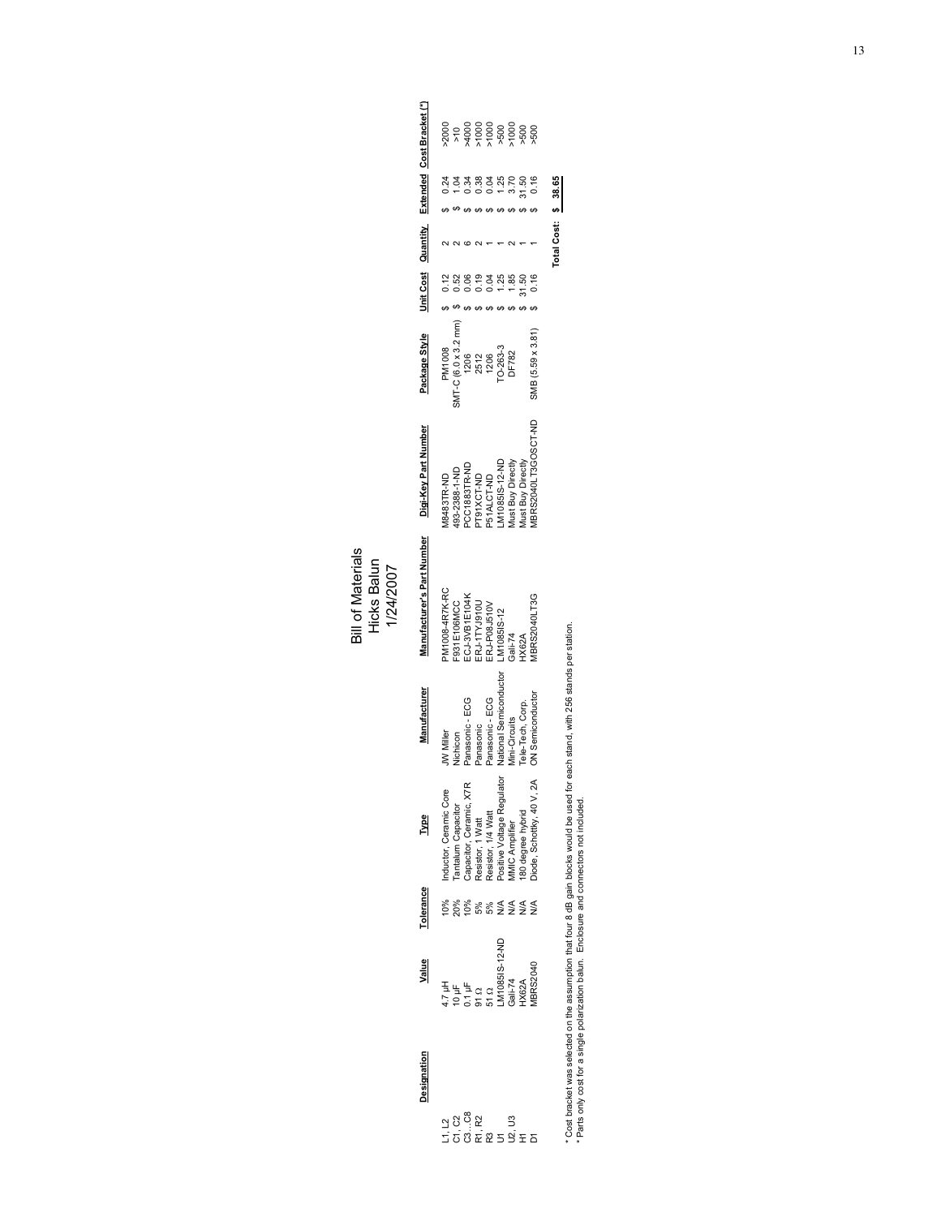# Bill of Materials
## Hicks Balun
## 1/24/2007

| Designation | Value | Tolerance | Type | Manufacturer | Manufacturer's Part Number | Digi-Key Part Number | Package Style | Unit Cost | Quantity | Extended | Cost Bracket (*) |
|---|---|---|---|---|---|---|---|---|---|---|---|
| L1, L2 | 4.7 µH | 10% | Inductor, Ceramic Core | JW Miller | PM1008-4R7K-RC | M8483TR-ND | PM1008 | $ 0.12 | 2 | $ 0.24 | >2000 |
| C1, C2 | 10 µF | 20% | Tantalum Capacitor | Nichicon | F931E106MCC | 493-2388-1-ND | SMT-C (6.0 x 3.2 mm) | $ 0.52 | 2 | $ 1.04 | >10 |
| C3...C8 | 0.1 µF | 10% | Capacitor, Ceramic, X7R | Panasonic - ECG | ECJ-3VB1E104K | PCC1883TR-ND | 1206 | $ 0.06 | 6 | $ 0.34 | >4000 |
| R1, R2 | 91 Ω | 5% | Resistor, 1 Watt | Panasonic | ERJ-1TYJ910U | PT91XCT-ND | 2512 | $ 0.19 | 2 | $ 0.38 | >1000 |
| R3 | 51 Ω | 5% | Resistor, 1/4 Watt | Panasonic - ECG | ERJ-P08J510V | P51ALCT-ND | 1206 | $ 0.04 | 1 | $ 0.04 | >1000 |
| U1 | LM1085IS-12-ND | N/A | Positive Voltage Regulator | National Semiconductor | LM1085IS-12 | LM1085IS-12-ND | TO-263-3 | $ 1.25 | 1 | $ 1.25 | >500 |
| U2, U3 | Gali-74 | N/A | MMIC Amplifier | Mini-Circuits | Gali-74 | Must Buy Directly | DF782 | $ 1.85 | 2 | $ 3.70 | >1000 |
| H1 | HX62A | N/A | 180 degree hybrid | Tele-Tech, Corp. | HX62A | Must Buy Directly | | $ 31.50 | 1 | $ 31.50 | >500 |
| D1 | MBRS2040 | N/A | Diode, Schottky, 40 V, 2A | ON Semiconductor | MBRS2040LT3G | MBRS2040LT3GOSCT-ND | SMB (5.59 x 3.81) | $ 0.16 | 1 | $ 0.16 | >500 |
| | | | | | | | | | **Total Cost:** | **$ 38.65** | |

\* Cost bracket was selected on the assumption that four 8 dB gain blocks would be used for each stand, with 256 stands per station.
\* Parts only cost for a single polarization balun. Enclosure and connectors not included.